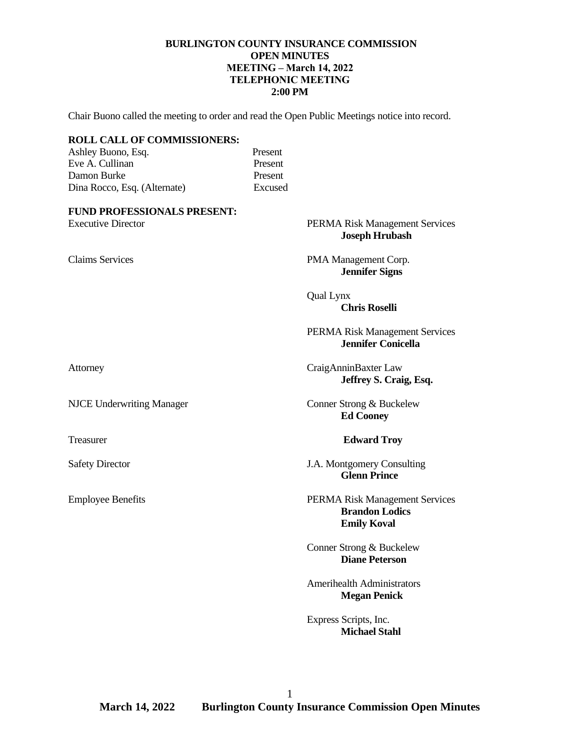**BURLINGTON COUNTY INSURANCE COMMISSION**
**OPEN MINUTES**
**MEETING – March 14, 2022**
**TELEPHONIC MEETING**
**2:00 PM**

Chair Buono called the meeting to order and read the Open Public Meetings notice into record.

**ROLL CALL OF COMMISSIONERS:**

| | |
|---|---|
| Ashley Buono, Esq. | Present |
| Eve A. Cullinan | Present |
| Damon Burke | Present |
| Dina Rocco, Esq. (Alternate) | Excused |

**FUND PROFESSIONALS PRESENT:**

| | |
|---|---|
| Executive Director | PERMA Risk Management Services<br>**Joseph Hrubash** |
| Claims Services | PMA Management Corp.<br>**Jennifer Signs** |
| | Qual Lynx<br>**Chris Roselli** |
| | PERMA Risk Management Services<br>**Jennifer Conicella** |
| Attorney | CraigAnninBaxter Law<br>**Jeffrey S. Craig, Esq.** |
| NJCE Underwriting Manager | Conner Strong & Buckelew<br>**Ed Cooney** |
| Treasurer | **Edward Troy** |
| Safety Director | J.A. Montgomery Consulting<br>**Glenn Prince** |
| Employee Benefits | PERMA Risk Management Services<br>**Brandon Lodics**<br>**Emily Koval** |
| | Conner Strong & Buckelew<br>**Diane Peterson** |
| | Amerihealth Administrators<br>**Megan Penick** |
| | Express Scripts, Inc.<br>**Michael Stahl** |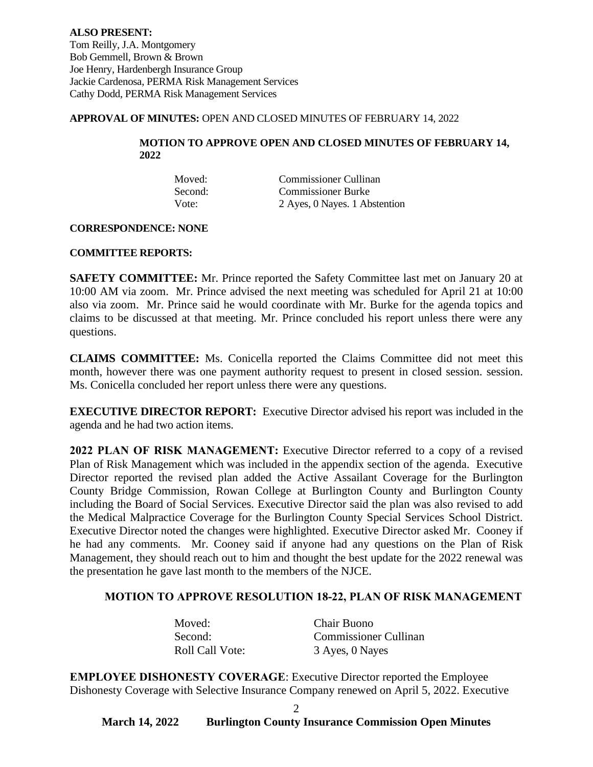**ALSO PRESENT:**
Tom Reilly, J.A. Montgomery
Bob Gemmell, Brown & Brown
Joe Henry, Hardenbergh Insurance Group
Jackie Cardenosa, PERMA Risk Management Services
Cathy Dodd, PERMA Risk Management Services

**APPROVAL OF MINUTES:** OPEN AND CLOSED MINUTES OF FEBRUARY 14, 2022

**MOTION TO APPROVE OPEN AND CLOSED MINUTES OF FEBRUARY 14, 2022**

| | |
|---|---|
| Moved: | Commissioner Cullinan |
| Second: | Commissioner Burke |
| Vote: | 2 Ayes, 0 Nayes. 1 Abstention |

**CORRESPONDENCE: NONE**

**COMMITTEE REPORTS:**

**SAFETY COMMITTEE:** Mr. Prince reported the Safety Committee last met on January 20 at 10:00 AM via zoom. Mr. Prince advised the next meeting was scheduled for April 21 at 10:00 also via zoom. Mr. Prince said he would coordinate with Mr. Burke for the agenda topics and claims to be discussed at that meeting. Mr. Prince concluded his report unless there were any questions.

**CLAIMS COMMITTEE:** Ms. Conicella reported the Claims Committee did not meet this month, however there was one payment authority request to present in closed session. session. Ms. Conicella concluded her report unless there were any questions.

**EXECUTIVE DIRECTOR REPORT:** Executive Director advised his report was included in the agenda and he had two action items.

**2022 PLAN OF RISK MANAGEMENT:** Executive Director referred to a copy of a revised Plan of Risk Management which was included in the appendix section of the agenda. Executive Director reported the revised plan added the Active Assailant Coverage for the Burlington County Bridge Commission, Rowan College at Burlington County and Burlington County including the Board of Social Services. Executive Director said the plan was also revised to add the Medical Malpractice Coverage for the Burlington County Special Services School District. Executive Director noted the changes were highlighted. Executive Director asked Mr. Cooney if he had any comments. Mr. Cooney said if anyone had any questions on the Plan of Risk Management, they should reach out to him and thought the best update for the 2022 renewal was the presentation he gave last month to the members of the NJCE.

**MOTION TO APPROVE RESOLUTION 18-22, PLAN OF RISK MANAGEMENT**

| | |
|---|---|
| Moved: | Chair Buono |
| Second: | Commissioner Cullinan |
| Roll Call Vote: | 3 Ayes, 0 Nayes |

**EMPLOYEE DISHONESTY COVERAGE**: Executive Director reported the Employee Dishonesty Coverage with Selective Insurance Company renewed on April 5, 2022. Executive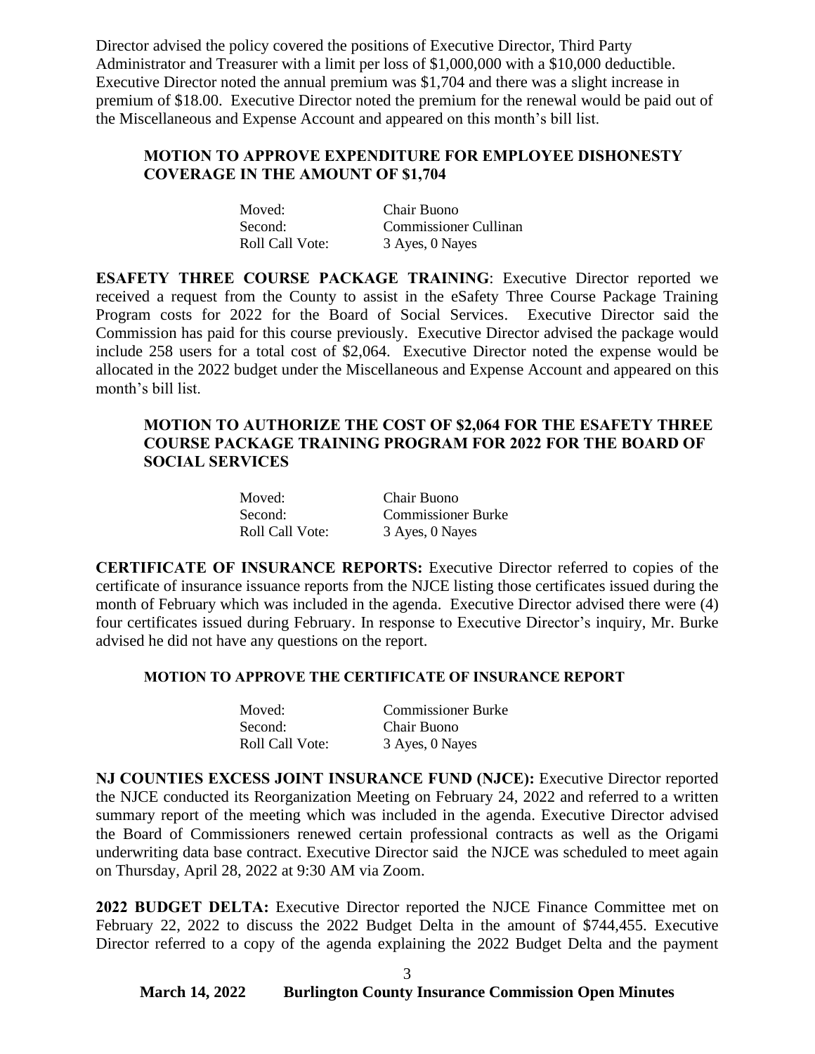Director advised the policy covered the positions of Executive Director, Third Party Administrator and Treasurer with a limit per loss of $1,000,000 with a $10,000 deductible. Executive Director noted the annual premium was $1,704 and there was a slight increase in premium of $18.00. Executive Director noted the premium for the renewal would be paid out of the Miscellaneous and Expense Account and appeared on this month's bill list.

**MOTION TO APPROVE EXPENDITURE FOR EMPLOYEE DISHONESTY COVERAGE IN THE AMOUNT OF $1,704**

| | |
|---|---|
| Moved: | Chair Buono |
| Second: | Commissioner Cullinan |
| Roll Call Vote: | 3 Ayes, 0 Nayes |

**ESAFETY THREE COURSE PACKAGE TRAINING**: Executive Director reported we received a request from the County to assist in the eSafety Three Course Package Training Program costs for 2022 for the Board of Social Services. Executive Director said the Commission has paid for this course previously. Executive Director advised the package would include 258 users for a total cost of $2,064. Executive Director noted the expense would be allocated in the 2022 budget under the Miscellaneous and Expense Account and appeared on this month's bill list.

**MOTION TO AUTHORIZE THE COST OF $2,064 FOR THE ESAFETY THREE COURSE PACKAGE TRAINING PROGRAM FOR 2022 FOR THE BOARD OF SOCIAL SERVICES**

| | |
|---|---|
| Moved: | Chair Buono |
| Second: | Commissioner Burke |
| Roll Call Vote: | 3 Ayes, 0 Nayes |

**CERTIFICATE OF INSURANCE REPORTS:** Executive Director referred to copies of the certificate of insurance issuance reports from the NJCE listing those certificates issued during the month of February which was included in the agenda. Executive Director advised there were (4) four certificates issued during February. In response to Executive Director's inquiry, Mr. Burke advised he did not have any questions on the report.

**MOTION TO APPROVE THE CERTIFICATE OF INSURANCE REPORT**

| | |
|---|---|
| Moved: | Commissioner Burke |
| Second: | Chair Buono |
| Roll Call Vote: | 3 Ayes, 0 Nayes |

**NJ COUNTIES EXCESS JOINT INSURANCE FUND (NJCE):** Executive Director reported the NJCE conducted its Reorganization Meeting on February 24, 2022 and referred to a written summary report of the meeting which was included in the agenda. Executive Director advised the Board of Commissioners renewed certain professional contracts as well as the Origami underwriting data base contract. Executive Director said the NJCE was scheduled to meet again on Thursday, April 28, 2022 at 9:30 AM via Zoom.

**2022 BUDGET DELTA:** Executive Director reported the NJCE Finance Committee met on February 22, 2022 to discuss the 2022 Budget Delta in the amount of $744,455. Executive Director referred to a copy of the agenda explaining the 2022 Budget Delta and the payment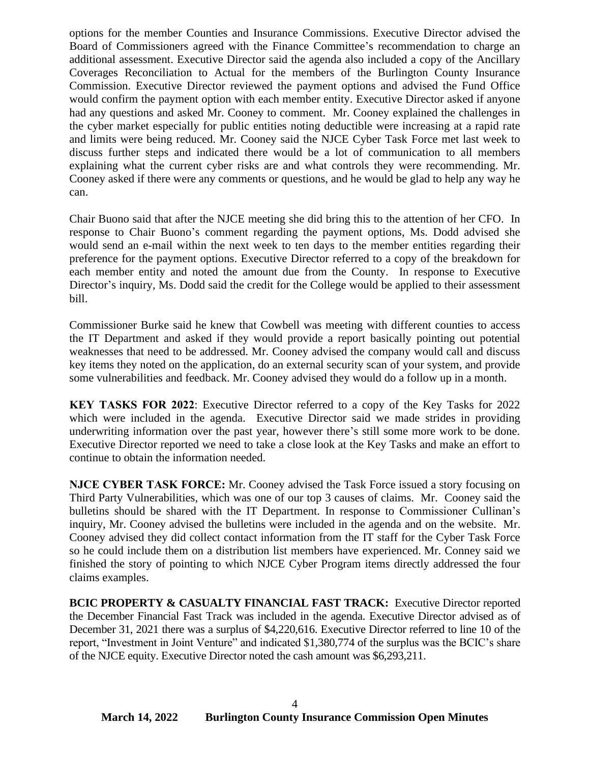options for the member Counties and Insurance Commissions. Executive Director advised the Board of Commissioners agreed with the Finance Committee's recommendation to charge an additional assessment. Executive Director said the agenda also included a copy of the Ancillary Coverages Reconciliation to Actual for the members of the Burlington County Insurance Commission. Executive Director reviewed the payment options and advised the Fund Office would confirm the payment option with each member entity. Executive Director asked if anyone had any questions and asked Mr. Cooney to comment. Mr. Cooney explained the challenges in the cyber market especially for public entities noting deductible were increasing at a rapid rate and limits were being reduced. Mr. Cooney said the NJCE Cyber Task Force met last week to discuss further steps and indicated there would be a lot of communication to all members explaining what the current cyber risks are and what controls they were recommending. Mr. Cooney asked if there were any comments or questions, and he would be glad to help any way he can.

Chair Buono said that after the NJCE meeting she did bring this to the attention of her CFO. In response to Chair Buono's comment regarding the payment options, Ms. Dodd advised she would send an e-mail within the next week to ten days to the member entities regarding their preference for the payment options. Executive Director referred to a copy of the breakdown for each member entity and noted the amount due from the County. In response to Executive Director's inquiry, Ms. Dodd said the credit for the College would be applied to their assessment bill.

Commissioner Burke said he knew that Cowbell was meeting with different counties to access the IT Department and asked if they would provide a report basically pointing out potential weaknesses that need to be addressed. Mr. Cooney advised the company would call and discuss key items they noted on the application, do an external security scan of your system, and provide some vulnerabilities and feedback. Mr. Cooney advised they would do a follow up in a month.

**KEY TASKS FOR 2022**: Executive Director referred to a copy of the Key Tasks for 2022 which were included in the agenda. Executive Director said we made strides in providing underwriting information over the past year, however there's still some more work to be done. Executive Director reported we need to take a close look at the Key Tasks and make an effort to continue to obtain the information needed.

**NJCE CYBER TASK FORCE:** Mr. Cooney advised the Task Force issued a story focusing on Third Party Vulnerabilities, which was one of our top 3 causes of claims. Mr. Cooney said the bulletins should be shared with the IT Department. In response to Commissioner Cullinan's inquiry, Mr. Cooney advised the bulletins were included in the agenda and on the website. Mr. Cooney advised they did collect contact information from the IT staff for the Cyber Task Force so he could include them on a distribution list members have experienced. Mr. Conney said we finished the story of pointing to which NJCE Cyber Program items directly addressed the four claims examples.

**BCIC PROPERTY & CASUALTY FINANCIAL FAST TRACK:** Executive Director reported the December Financial Fast Track was included in the agenda. Executive Director advised as of December 31, 2021 there was a surplus of $4,220,616. Executive Director referred to line 10 of the report, "Investment in Joint Venture" and indicated $1,380,774 of the surplus was the BCIC's share of the NJCE equity. Executive Director noted the cash amount was $6,293,211.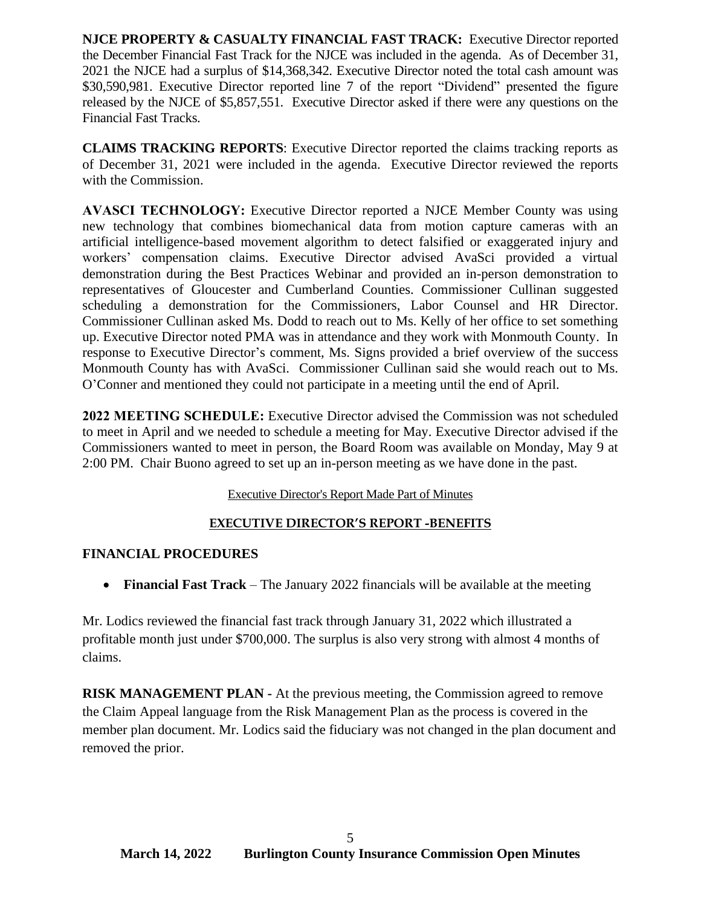**NJCE PROPERTY & CASUALTY FINANCIAL FAST TRACK:** Executive Director reported the December Financial Fast Track for the NJCE was included in the agenda. As of December 31, 2021 the NJCE had a surplus of $14,368,342. Executive Director noted the total cash amount was $30,590,981. Executive Director reported line 7 of the report "Dividend" presented the figure released by the NJCE of $5,857,551. Executive Director asked if there were any questions on the Financial Fast Tracks.

**CLAIMS TRACKING REPORTS**: Executive Director reported the claims tracking reports as of December 31, 2021 were included in the agenda. Executive Director reviewed the reports with the Commission.

**AVASCI TECHNOLOGY:** Executive Director reported a NJCE Member County was using new technology that combines biomechanical data from motion capture cameras with an artificial intelligence-based movement algorithm to detect falsified or exaggerated injury and workers' compensation claims. Executive Director advised AvaSci provided a virtual demonstration during the Best Practices Webinar and provided an in-person demonstration to representatives of Gloucester and Cumberland Counties. Commissioner Cullinan suggested scheduling a demonstration for the Commissioners, Labor Counsel and HR Director. Commissioner Cullinan asked Ms. Dodd to reach out to Ms. Kelly of her office to set something up. Executive Director noted PMA was in attendance and they work with Monmouth County. In response to Executive Director's comment, Ms. Signs provided a brief overview of the success Monmouth County has with AvaSci. Commissioner Cullinan said she would reach out to Ms. O'Conner and mentioned they could not participate in a meeting until the end of April.

**2022 MEETING SCHEDULE:** Executive Director advised the Commission was not scheduled to meet in April and we needed to schedule a meeting for May. Executive Director advised if the Commissioners wanted to meet in person, the Board Room was available on Monday, May 9 at 2:00 PM. Chair Buono agreed to set up an in-person meeting as we have done in the past.

Executive Director's Report Made Part of Minutes

## EXECUTIVE DIRECTOR'S REPORT -BENEFITS

**FINANCIAL PROCEDURES**

- **Financial Fast Track** – The January 2022 financials will be available at the meeting

Mr. Lodics reviewed the financial fast track through January 31, 2022 which illustrated a profitable month just under $700,000. The surplus is also very strong with almost 4 months of claims.

**RISK MANAGEMENT PLAN -** At the previous meeting, the Commission agreed to remove the Claim Appeal language from the Risk Management Plan as the process is covered in the member plan document. Mr. Lodics said the fiduciary was not changed in the plan document and removed the prior.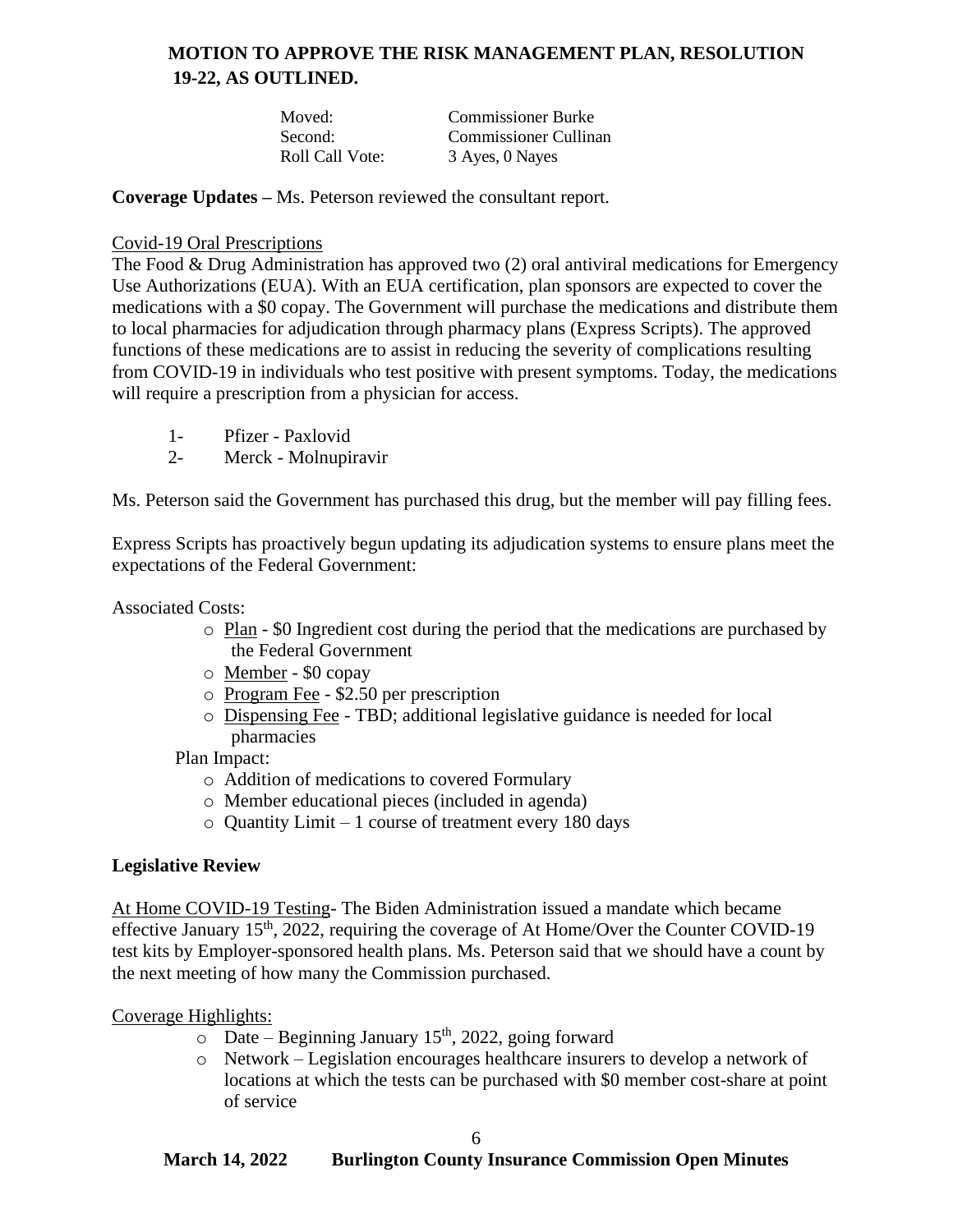**MOTION TO APPROVE THE RISK MANAGEMENT PLAN, RESOLUTION 19-22, AS OUTLINED.**

| | |
|---|---|
| Moved: | Commissioner Burke |
| Second: | Commissioner Cullinan |
| Roll Call Vote: | 3 Ayes, 0 Nayes |

**Coverage Updates –** Ms. Peterson reviewed the consultant report.

<u>Covid-19 Oral Prescriptions</u>

The Food & Drug Administration has approved two (2) oral antiviral medications for Emergency Use Authorizations (EUA). With an EUA certification, plan sponsors are expected to cover the medications with a $0 copay. The Government will purchase the medications and distribute them to local pharmacies for adjudication through pharmacy plans (Express Scripts). The approved functions of these medications are to assist in reducing the severity of complications resulting from COVID-19 in individuals who test positive with present symptoms. Today, the medications will require a prescription from a physician for access.

1- Pfizer - Paxlovid
2- Merck - Molnupiravir

Ms. Peterson said the Government has purchased this drug, but the member will pay filling fees.

Express Scripts has proactively begun updating its adjudication systems to ensure plans meet the expectations of the Federal Government:

Associated Costs:

- <u>Plan</u> - $0 Ingredient cost during the period that the medications are purchased by the Federal Government
- <u>Member</u> - $0 copay
- <u>Program Fee</u> - $2.50 per prescription
- <u>Dispensing Fee</u> - TBD; additional legislative guidance is needed for local pharmacies

Plan Impact:

- Addition of medications to covered Formulary
- Member educational pieces (included in agenda)
- Quantity Limit – 1 course of treatment every 180 days

**Legislative Review**

<u>At Home COVID-19 Testing</u>- The Biden Administration issued a mandate which became effective January 15th, 2022, requiring the coverage of At Home/Over the Counter COVID-19 test kits by Employer-sponsored health plans. Ms. Peterson said that we should have a count by the next meeting of how many the Commission purchased.

<u>Coverage Highlights:</u>

- Date – Beginning January 15th, 2022, going forward
- Network – Legislation encourages healthcare insurers to develop a network of locations at which the tests can be purchased with $0 member cost-share at point of service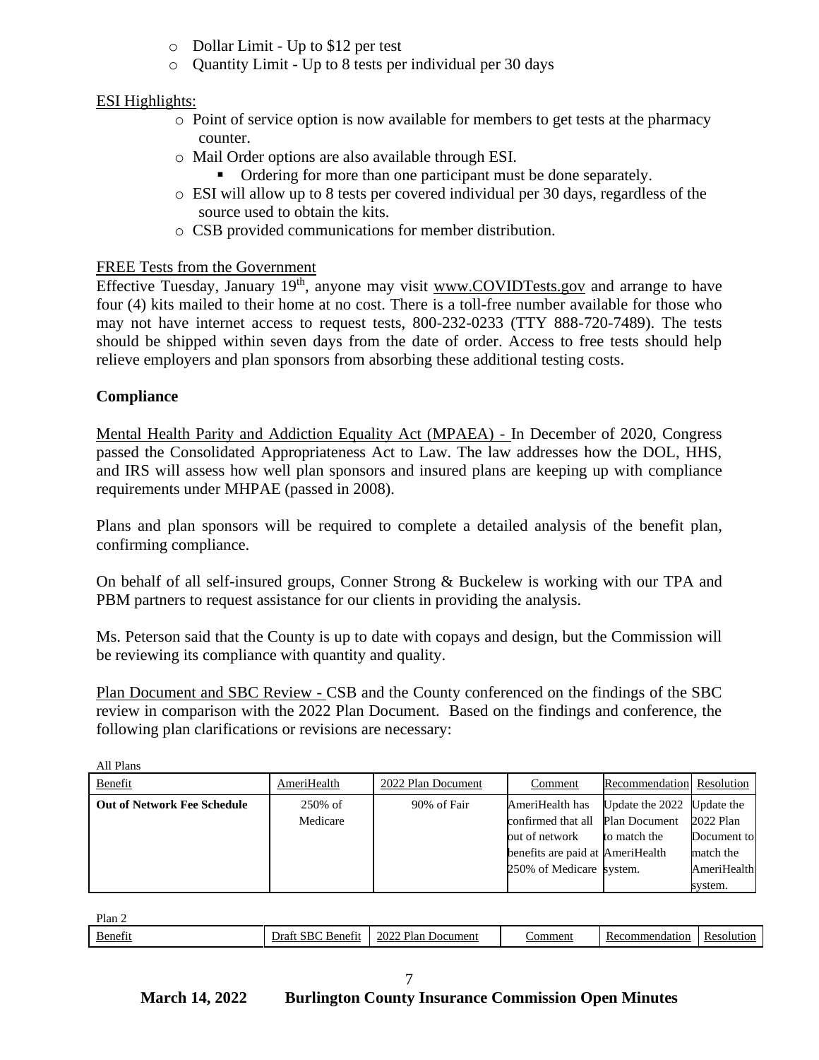- Dollar Limit - Up to $12 per test
- Quantity Limit - Up to 8 tests per individual per 30 days

ESI Highlights:

- Point of service option is now available for members to get tests at the pharmacy counter.
- Mail Order options are also available through ESI.
  - Ordering for more than one participant must be done separately.
- ESI will allow up to 8 tests per covered individual per 30 days, regardless of the source used to obtain the kits.
- CSB provided communications for member distribution.

FREE Tests from the Government

Effective Tuesday, January 19th, anyone may visit www.COVIDTests.gov and arrange to have four (4) kits mailed to their home at no cost. There is a toll-free number available for those who may not have internet access to request tests, 800-232-0233 (TTY 888-720-7489). The tests should be shipped within seven days from the date of order. Access to free tests should help relieve employers and plan sponsors from absorbing these additional testing costs.

**Compliance**

Mental Health Parity and Addiction Equality Act (MPAEA) - In December of 2020, Congress passed the Consolidated Appropriateness Act to Law. The law addresses how the DOL, HHS, and IRS will assess how well plan sponsors and insured plans are keeping up with compliance requirements under MHPAE (passed in 2008).

Plans and plan sponsors will be required to complete a detailed analysis of the benefit plan, confirming compliance.

On behalf of all self-insured groups, Conner Strong & Buckelew is working with our TPA and PBM partners to request assistance for our clients in providing the analysis.

Ms. Peterson said that the County is up to date with copays and design, but the Commission will be reviewing its compliance with quantity and quality.

Plan Document and SBC Review - CSB and the County conferenced on the findings of the SBC review in comparison with the 2022 Plan Document. Based on the findings and conference, the following plan clarifications or revisions are necessary:

All Plans

| Benefit | AmeriHealth | 2022 Plan Document | Comment | Recommendation | Resolution |
|---|---|---|---|---|---|
| **Out of Network Fee Schedule** | 250% of Medicare | 90% of Fair | AmeriHealth has confirmed that all out of network benefits are paid at 250% of Medicare | Update the 2022 Plan Document to match the AmeriHealth system. | Update the 2022 Plan Document to match the AmeriHealth system. |

Plan 2

| Benefit | Draft SBC Benefit | 2022 Plan Document | Comment | Recommendation | Resolution |
|---|---|---|---|---|---|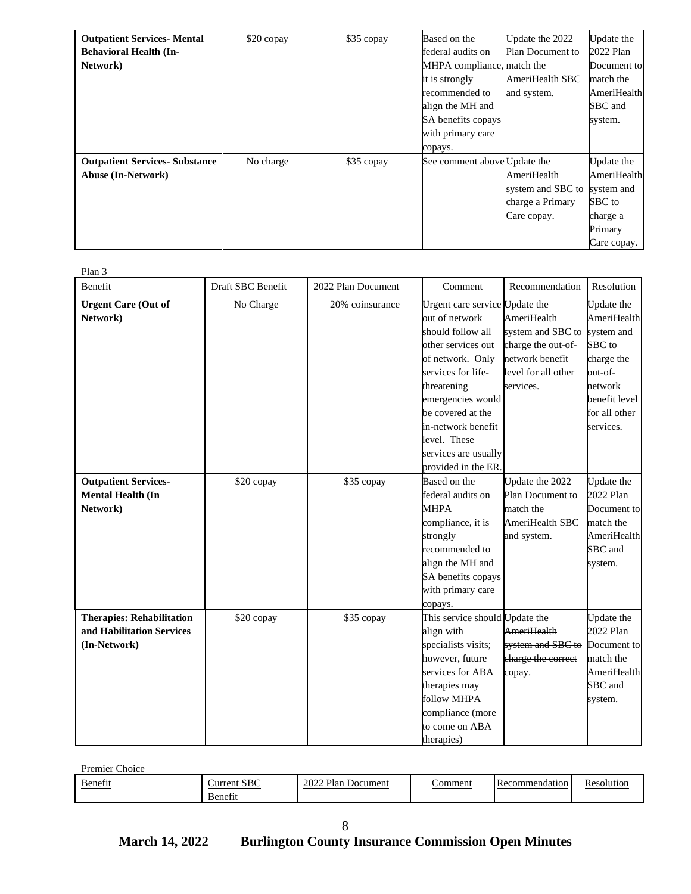| Outpatient Services- Mental Behavioral Health (In-Network) | $20 copay | $35 copay | Based on the federal audits on MHPA compliance, it is strongly recommended to align the MH and SA benefits copays with primary care copays. | Update the 2022 Plan Document to match the AmeriHealth SBC and system. | Update the 2022 Plan Document to match the AmeriHealth SBC and system. |
|---|---|---|---|---|---|
| **Outpatient Services- Substance Abuse (In-Network)** | No charge | $35 copay | See comment above | Update the AmeriHealth system and SBC to charge a Primary Care copay. | Update the AmeriHealth system and SBC to charge a Primary Care copay. |

Plan 3

| Benefit | Draft SBC Benefit | 2022 Plan Document | Comment | Recommendation | Resolution |
|---|---|---|---|---|---|
| **Urgent Care (Out of Network)** | No Charge | 20% coinsurance | Urgent care service out of network should follow all other services out of network. Only services for life-threatening emergencies would be covered at the in-network benefit level. These services are usually provided in the ER. | Update the AmeriHealth system and SBC to charge the out-of-network benefit level for all other services. | Update the AmeriHealth system and SBC to charge the out-of-network benefit level for all other services. |
| **Outpatient Services- Mental Health (In Network)** | $20 copay | $35 copay | Based on the federal audits on MHPA compliance, it is strongly recommended to align the MH and SA benefits copays with primary care copays. | Update the 2022 Plan Document to match the AmeriHealth SBC and system. | Update the 2022 Plan Document to match the AmeriHealth SBC and system. |
| **Therapies: Rehabilitation and Habilitation Services (In-Network)** | $20 copay | $35 copay | This service should align with specialists visits; however, future services for ABA therapies may follow MHPA compliance (more to come on ABA therapies) | ~~Update the AmeriHealth system and SBC to charge the correct copay.~~ | Update the 2022 Plan Document to match the AmeriHealth SBC and system. |

Premier Choice

| Benefit | Current SBC Benefit | 2022 Plan Document | Comment | Recommendation | Resolution |
|---|---|---|---|---|---|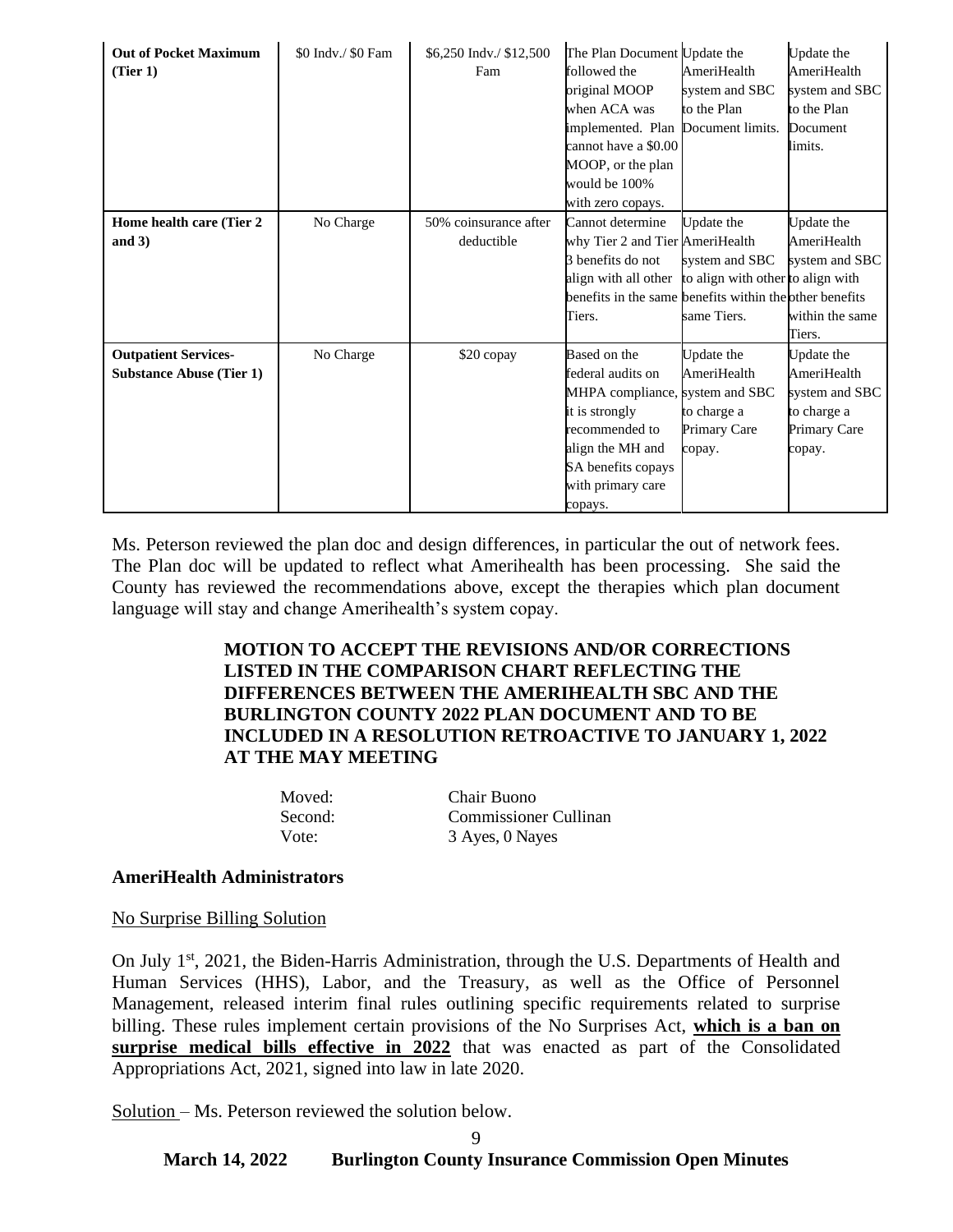| **Out of Pocket Maximum (Tier 1)** | $0 Indv./ $0 Fam | $6,250 Indv./ $12,500 Fam | The Plan Document followed the original MOOP when ACA was implemented. Plan cannot have a $0.00 MOOP, or the plan would be 100% with zero copays. | Update the AmeriHealth system and SBC to the Plan Document limits. | Update the AmeriHealth system and SBC to the Plan Document limits. |
|---|---|---|---|---|---|
| **Home health care (Tier 2 and 3)** | No Charge | 50% coinsurance after deductible | Cannot determine why Tier 2 and Tier 3 benefits do not align with all other benefits in the same Tiers. | Update the AmeriHealth system and SBC to align with other benefits within the same Tiers. | Update the AmeriHealth system and SBC to align with other benefits within the same Tiers. |
| **Outpatient Services-Substance Abuse (Tier 1)** | No Charge | $20 copay | Based on the federal audits on MHPA compliance, it is strongly recommended to align the MH and SA benefits copays with primary care copays. | Update the AmeriHealth system and SBC to charge a Primary Care copay. | Update the AmeriHealth system and SBC to charge a Primary Care copay. |

Ms. Peterson reviewed the plan doc and design differences, in particular the out of network fees. The Plan doc will be updated to reflect what Amerihealth has been processing. She said the County has reviewed the recommendations above, except the therapies which plan document language will stay and change Amerihealth's system copay.

**MOTION TO ACCEPT THE REVISIONS AND/OR CORRECTIONS LISTED IN THE COMPARISON CHART REFLECTING THE DIFFERENCES BETWEEN THE AMERIHEALTH SBC AND THE BURLINGTON COUNTY 2022 PLAN DOCUMENT AND TO BE INCLUDED IN A RESOLUTION RETROACTIVE TO JANUARY 1, 2022 AT THE MAY MEETING**

Moved: Chair Buono
Second: Commissioner Cullinan
Vote: 3 Ayes, 0 Nayes

**AmeriHealth Administrators**

No Surprise Billing Solution

On July 1st, 2021, the Biden-Harris Administration, through the U.S. Departments of Health and Human Services (HHS), Labor, and the Treasury, as well as the Office of Personnel Management, released interim final rules outlining specific requirements related to surprise billing. These rules implement certain provisions of the No Surprises Act, **which is a ban on surprise medical bills effective in 2022** that was enacted as part of the Consolidated Appropriations Act, 2021, signed into law in late 2020.

Solution – Ms. Peterson reviewed the solution below.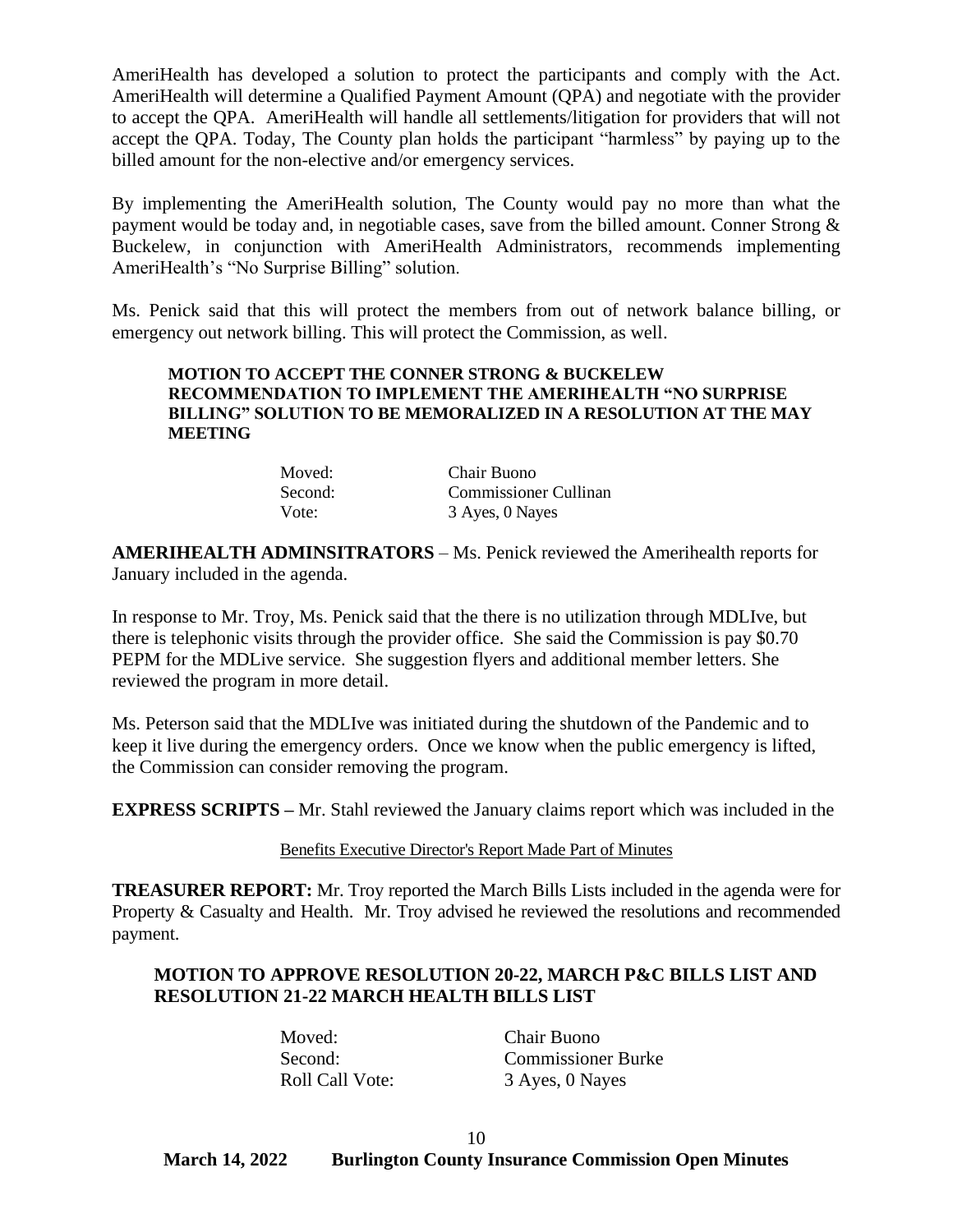AmeriHealth has developed a solution to protect the participants and comply with the Act. AmeriHealth will determine a Qualified Payment Amount (QPA) and negotiate with the provider to accept the QPA. AmeriHealth will handle all settlements/litigation for providers that will not accept the QPA. Today, The County plan holds the participant "harmless" by paying up to the billed amount for the non-elective and/or emergency services.

By implementing the AmeriHealth solution, The County would pay no more than what the payment would be today and, in negotiable cases, save from the billed amount. Conner Strong & Buckelew, in conjunction with AmeriHealth Administrators, recommends implementing AmeriHealth's "No Surprise Billing" solution.

Ms. Penick said that this will protect the members from out of network balance billing, or emergency out network billing. This will protect the Commission, as well.

**MOTION TO ACCEPT THE CONNER STRONG & BUCKELEW RECOMMENDATION TO IMPLEMENT THE AMERIHEALTH "NO SURPRISE BILLING" SOLUTION TO BE MEMORALIZED IN A RESOLUTION AT THE MAY MEETING**

| | |
|---|---|
| Moved: | Chair Buono |
| Second: | Commissioner Cullinan |
| Vote: | 3 Ayes, 0 Nayes |

**AMERIHEALTH ADMINSITRATORS** – Ms. Penick reviewed the Amerihealth reports for January included in the agenda.

In response to Mr. Troy, Ms. Penick said that the there is no utilization through MDLIve, but there is telephonic visits through the provider office. She said the Commission is pay $0.70 PEPM for the MDLive service. She suggestion flyers and additional member letters. She reviewed the program in more detail.

Ms. Peterson said that the MDLIve was initiated during the shutdown of the Pandemic and to keep it live during the emergency orders. Once we know when the public emergency is lifted, the Commission can consider removing the program.

**EXPRESS SCRIPTS –** Mr. Stahl reviewed the January claims report which was included in the

Benefits Executive Director's Report Made Part of Minutes

**TREASURER REPORT:** Mr. Troy reported the March Bills Lists included in the agenda were for Property & Casualty and Health. Mr. Troy advised he reviewed the resolutions and recommended payment.

**MOTION TO APPROVE RESOLUTION 20-22, MARCH P&C BILLS LIST AND RESOLUTION 21-22 MARCH HEALTH BILLS LIST**

| | |
|---|---|
| Moved: | Chair Buono |
| Second: | Commissioner Burke |
| Roll Call Vote: | 3 Ayes, 0 Nayes |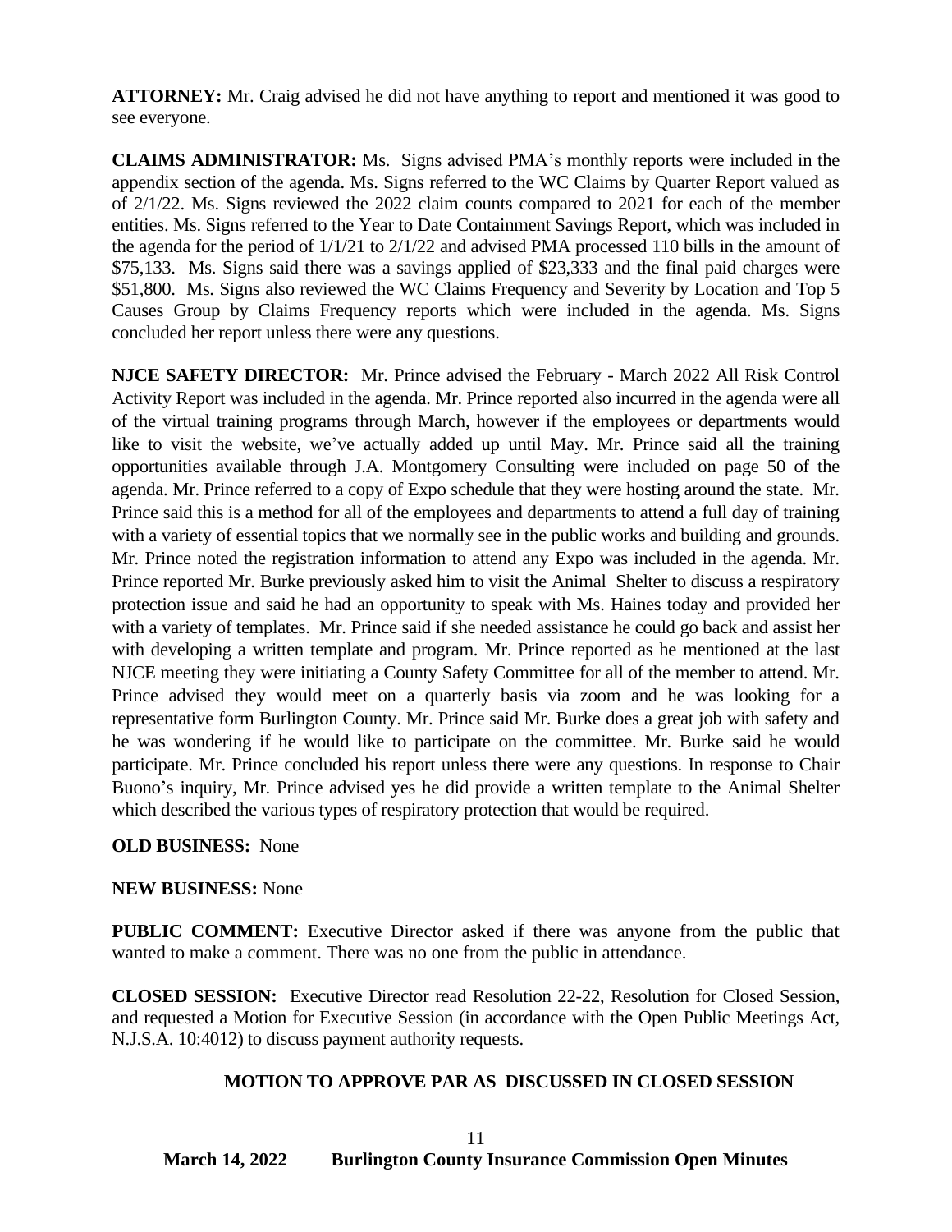**ATTORNEY:** Mr. Craig advised he did not have anything to report and mentioned it was good to see everyone.

**CLAIMS ADMINISTRATOR:** Ms. Signs advised PMA's monthly reports were included in the appendix section of the agenda. Ms. Signs referred to the WC Claims by Quarter Report valued as of 2/1/22. Ms. Signs reviewed the 2022 claim counts compared to 2021 for each of the member entities. Ms. Signs referred to the Year to Date Containment Savings Report, which was included in the agenda for the period of 1/1/21 to 2/1/22 and advised PMA processed 110 bills in the amount of $75,133. Ms. Signs said there was a savings applied of $23,333 and the final paid charges were $51,800. Ms. Signs also reviewed the WC Claims Frequency and Severity by Location and Top 5 Causes Group by Claims Frequency reports which were included in the agenda. Ms. Signs concluded her report unless there were any questions.

**NJCE SAFETY DIRECTOR:** Mr. Prince advised the February - March 2022 All Risk Control Activity Report was included in the agenda. Mr. Prince reported also incurred in the agenda were all of the virtual training programs through March, however if the employees or departments would like to visit the website, we've actually added up until May. Mr. Prince said all the training opportunities available through J.A. Montgomery Consulting were included on page 50 of the agenda. Mr. Prince referred to a copy of Expo schedule that they were hosting around the state. Mr. Prince said this is a method for all of the employees and departments to attend a full day of training with a variety of essential topics that we normally see in the public works and building and grounds. Mr. Prince noted the registration information to attend any Expo was included in the agenda. Mr. Prince reported Mr. Burke previously asked him to visit the Animal Shelter to discuss a respiratory protection issue and said he had an opportunity to speak with Ms. Haines today and provided her with a variety of templates. Mr. Prince said if she needed assistance he could go back and assist her with developing a written template and program. Mr. Prince reported as he mentioned at the last NJCE meeting they were initiating a County Safety Committee for all of the member to attend. Mr. Prince advised they would meet on a quarterly basis via zoom and he was looking for a representative form Burlington County. Mr. Prince said Mr. Burke does a great job with safety and he was wondering if he would like to participate on the committee. Mr. Burke said he would participate. Mr. Prince concluded his report unless there were any questions. In response to Chair Buono's inquiry, Mr. Prince advised yes he did provide a written template to the Animal Shelter which described the various types of respiratory protection that would be required.

**OLD BUSINESS:** None

**NEW BUSINESS:** None

**PUBLIC COMMENT:** Executive Director asked if there was anyone from the public that wanted to make a comment. There was no one from the public in attendance.

**CLOSED SESSION:** Executive Director read Resolution 22-22, Resolution for Closed Session, and requested a Motion for Executive Session (in accordance with the Open Public Meetings Act, N.J.S.A. 10:4012) to discuss payment authority requests.

**MOTION TO APPROVE PAR AS DISCUSSED IN CLOSED SESSION**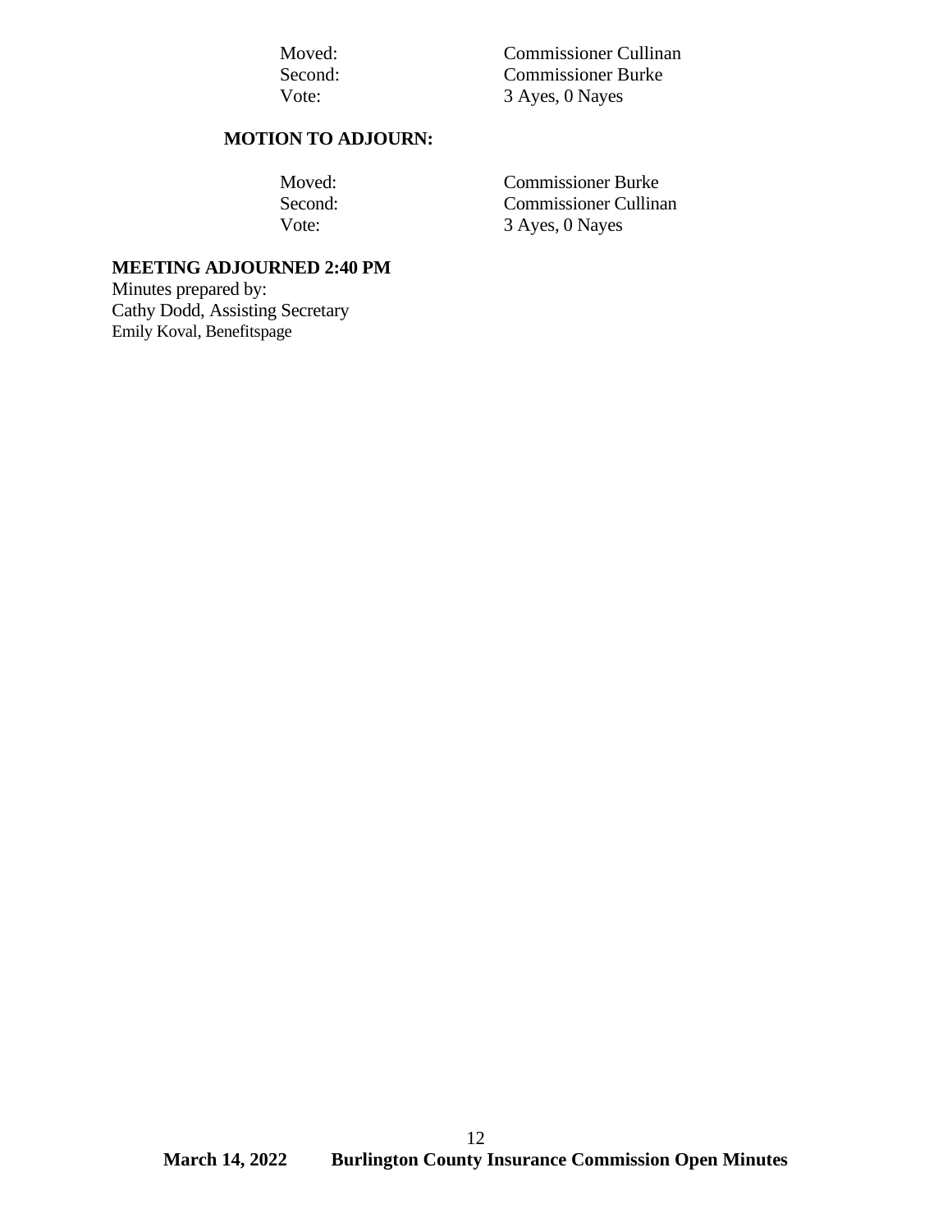Moved: Commissioner Cullinan
Second: Commissioner Burke
Vote: 3 Ayes, 0 Nayes

**MOTION TO ADJOURN:**

Moved: Commissioner Burke
Second: Commissioner Cullinan
Vote: 3 Ayes, 0 Nayes

**MEETING ADJOURNED 2:40 PM**

Minutes prepared by:
Cathy Dodd, Assisting Secretary
Emily Koval, Benefitspage